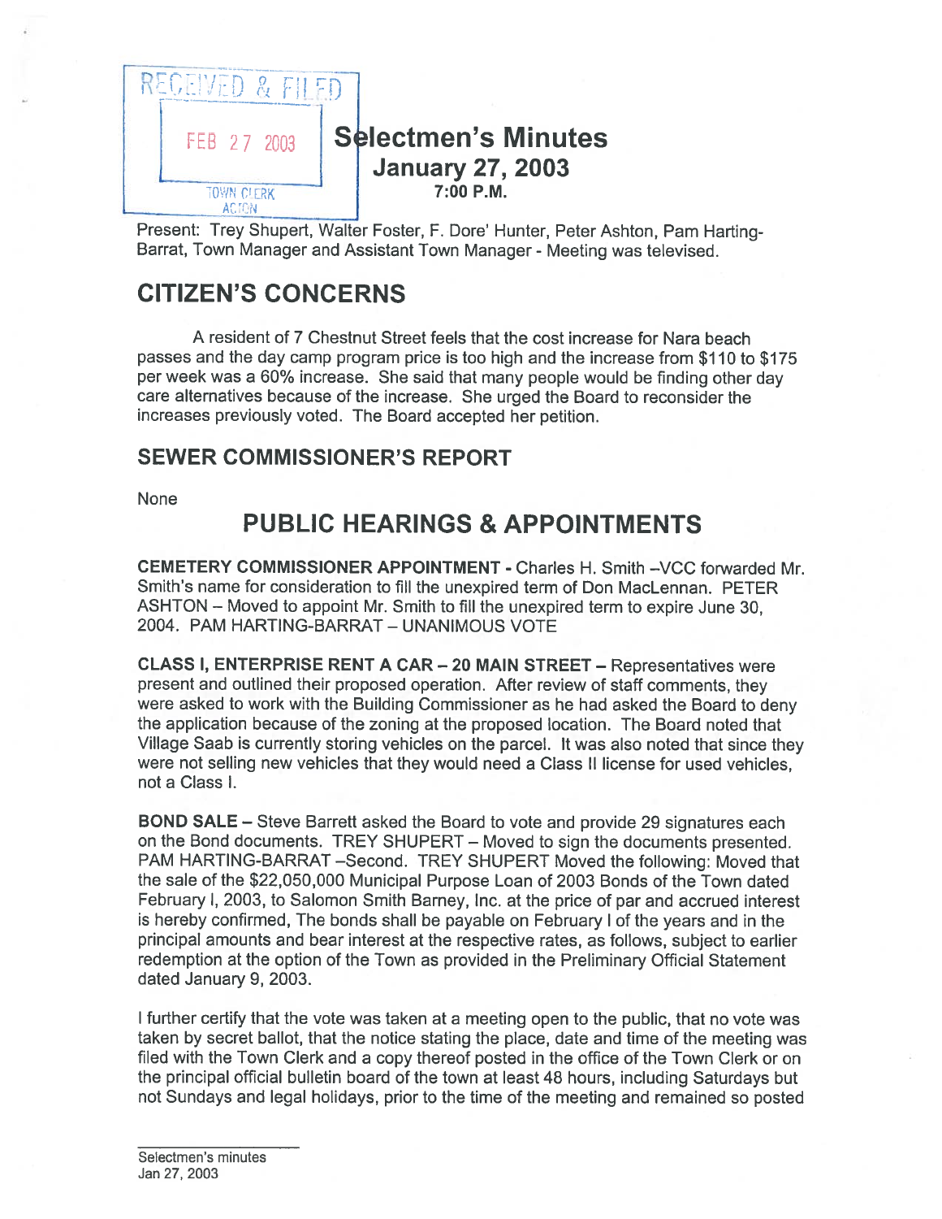RECEIVED & FILED

FEB 27 2003

TOWN CLERK
ACTON

# Selectmen's Minutes
## January 27, 2003
### 7:00 P.M.

Present: Trey Shupert, Walter Foster, F. Dore' Hunter, Peter Ashton, Pam Harting-Barrat, Town Manager and Assistant Town Manager - Meeting was televised.

# CITIZEN'S CONCERNS

A resident of 7 Chestnut Street feels that the cost increase for Nara beach passes and the day camp program price is too high and the increase from $110 to $175 per week was a 60% increase. She said that many people would be finding other day care alternatives because of the increase. She urged the Board to reconsider the increases previously voted. The Board accepted her petition.

## SEWER COMMISSIONER'S REPORT

None

# PUBLIC HEARINGS & APPOINTMENTS

**CEMETERY COMMISSIONER APPOINTMENT -** Charles H. Smith –VCC forwarded Mr. Smith's name for consideration to fill the unexpired term of Don MacLennan. PETER ASHTON – Moved to appoint Mr. Smith to fill the unexpired term to expire June 30, 2004. PAM HARTING-BARRAT – UNANIMOUS VOTE

**CLASS I, ENTERPRISE RENT A CAR – 20 MAIN STREET –** Representatives were present and outlined their proposed operation. After review of staff comments, they were asked to work with the Building Commissioner as he had asked the Board to deny the application because of the zoning at the proposed location. The Board noted that Village Saab is currently storing vehicles on the parcel. It was also noted that since they were not selling new vehicles that they would need a Class II license for used vehicles, not a Class I.

**BOND SALE –** Steve Barrett asked the Board to vote and provide 29 signatures each on the Bond documents. TREY SHUPERT – Moved to sign the documents presented. PAM HARTING-BARRAT –Second. TREY SHUPERT Moved the following: Moved that the sale of the $22,050,000 Municipal Purpose Loan of 2003 Bonds of the Town dated February I, 2003, to Salomon Smith Barney, Inc. at the price of par and accrued interest is hereby confirmed, The bonds shall be payable on February I of the years and in the principal amounts and bear interest at the respective rates, as follows, subject to earlier redemption at the option of the Town as provided in the Preliminary Official Statement dated January 9, 2003.

I further certify that the vote was taken at a meeting open to the public, that no vote was taken by secret ballot, that the notice stating the place, date and time of the meeting was filed with the Town Clerk and a copy thereof posted in the office of the Town Clerk or on the principal official bulletin board of the town at least 48 hours, including Saturdays but not Sundays and legal holidays, prior to the time of the meeting and remained so posted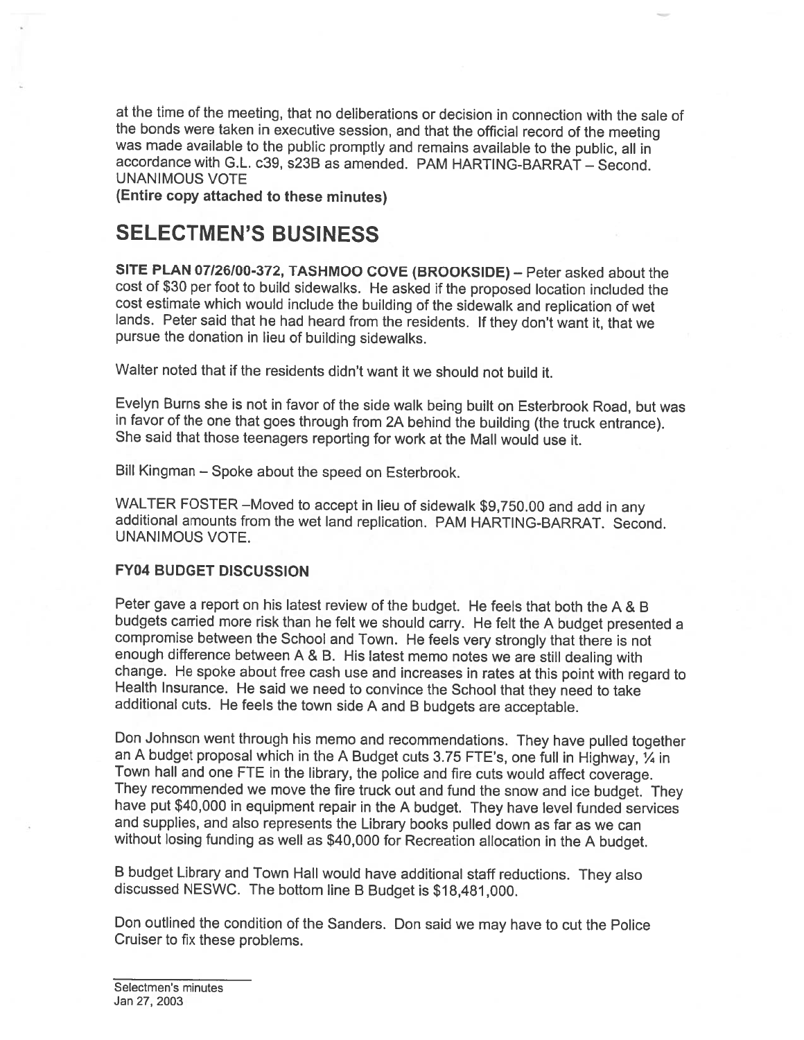at the time of the meeting, that no deliberations or decision in connection with the sale of the bonds were taken in executive session, and that the official record of the meeting was made available to the public promptly and remains available to the public, all in accordance with G.L. c39, s23B as amended. PAM HARTING-BARRAT – Second. UNANIMOUS VOTE

**(Entire copy attached to these minutes)**

# SELECTMEN'S BUSINESS

**SITE PLAN 07/26/00-372, TASHMOO COVE (BROOKSIDE)** – Peter asked about the cost of $30 per foot to build sidewalks. He asked if the proposed location included the cost estimate which would include the building of the sidewalk and replication of wet lands. Peter said that he had heard from the residents. If they don't want it, that we pursue the donation in lieu of building sidewalks.

Walter noted that if the residents didn't want it we should not build it.

Evelyn Burns she is not in favor of the side walk being built on Esterbrook Road, but was in favor of the one that goes through from 2A behind the building (the truck entrance). She said that those teenagers reporting for work at the Mall would use it.

Bill Kingman – Spoke about the speed on Esterbrook.

WALTER FOSTER –Moved to accept in lieu of sidewalk $9,750.00 and add in any additional amounts from the wet land replication. PAM HARTING-BARRAT. Second. UNANIMOUS VOTE.

**FY04 BUDGET DISCUSSION**

Peter gave a report on his latest review of the budget. He feels that both the A & B budgets carried more risk than he felt we should carry. He felt the A budget presented a compromise between the School and Town. He feels very strongly that there is not enough difference between A & B. His latest memo notes we are still dealing with change. He spoke about free cash use and increases in rates at this point with regard to Health Insurance. He said we need to convince the School that they need to take additional cuts. He feels the town side A and B budgets are acceptable.

Don Johnson went through his memo and recommendations. They have pulled together an A budget proposal which in the A Budget cuts 3.75 FTE's, one full in Highway, ¼ in Town hall and one FTE in the library, the police and fire cuts would affect coverage. They recommended we move the fire truck out and fund the snow and ice budget. They have put $40,000 in equipment repair in the A budget. They have level funded services and supplies, and also represents the Library books pulled down as far as we can without losing funding as well as $40,000 for Recreation allocation in the A budget.

B budget Library and Town Hall would have additional staff reductions. They also discussed NESWC. The bottom line B Budget is $18,481,000.

Don outlined the condition of the Sanders. Don said we may have to cut the Police Cruiser to fix these problems.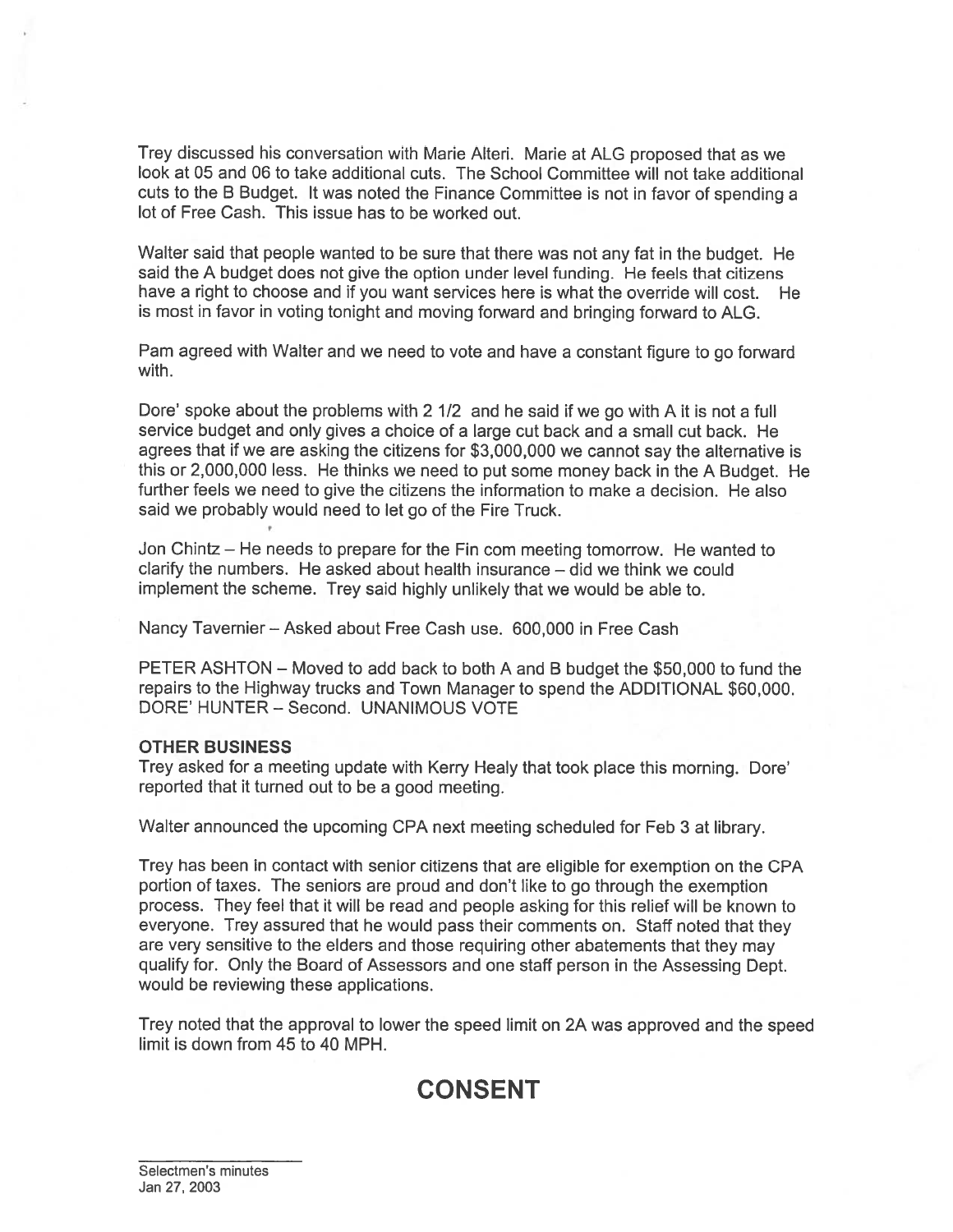Trey discussed his conversation with Marie Alteri. Marie at ALG proposed that as we look at 05 and 06 to take additional cuts. The School Committee will not take additional cuts to the B Budget. It was noted the Finance Committee is not in favor of spending a lot of Free Cash. This issue has to be worked out.

Walter said that people wanted to be sure that there was not any fat in the budget. He said the A budget does not give the option under level funding. He feels that citizens have a right to choose and if you want services here is what the override will cost. He is most in favor in voting tonight and moving forward and bringing forward to ALG.

Pam agreed with Walter and we need to vote and have a constant figure to go forward with.

Dore' spoke about the problems with 2 1/2 and he said if we go with A it is not a full service budget and only gives a choice of a large cut back and a small cut back. He agrees that if we are asking the citizens for $3,000,000 we cannot say the alternative is this or 2,000,000 less. He thinks we need to put some money back in the A Budget. He further feels we need to give the citizens the information to make a decision. He also said we probably would need to let go of the Fire Truck.

Jon Chintz – He needs to prepare for the Fin com meeting tomorrow. He wanted to clarify the numbers. He asked about health insurance – did we think we could implement the scheme. Trey said highly unlikely that we would be able to.

Nancy Tavernier – Asked about Free Cash use. 600,000 in Free Cash

PETER ASHTON – Moved to add back to both A and B budget the $50,000 to fund the repairs to the Highway trucks and Town Manager to spend the ADDITIONAL $60,000. DORE' HUNTER – Second. UNANIMOUS VOTE

**OTHER BUSINESS**

Trey asked for a meeting update with Kerry Healy that took place this morning. Dore' reported that it turned out to be a good meeting.

Walter announced the upcoming CPA next meeting scheduled for Feb 3 at library.

Trey has been in contact with senior citizens that are eligible for exemption on the CPA portion of taxes. The seniors are proud and don't like to go through the exemption process. They feel that it will be read and people asking for this relief will be known to everyone. Trey assured that he would pass their comments on. Staff noted that they are very sensitive to the elders and those requiring other abatements that they may qualify for. Only the Board of Assessors and one staff person in the Assessing Dept. would be reviewing these applications.

Trey noted that the approval to lower the speed limit on 2A was approved and the speed limit is down from 45 to 40 MPH.

# CONSENT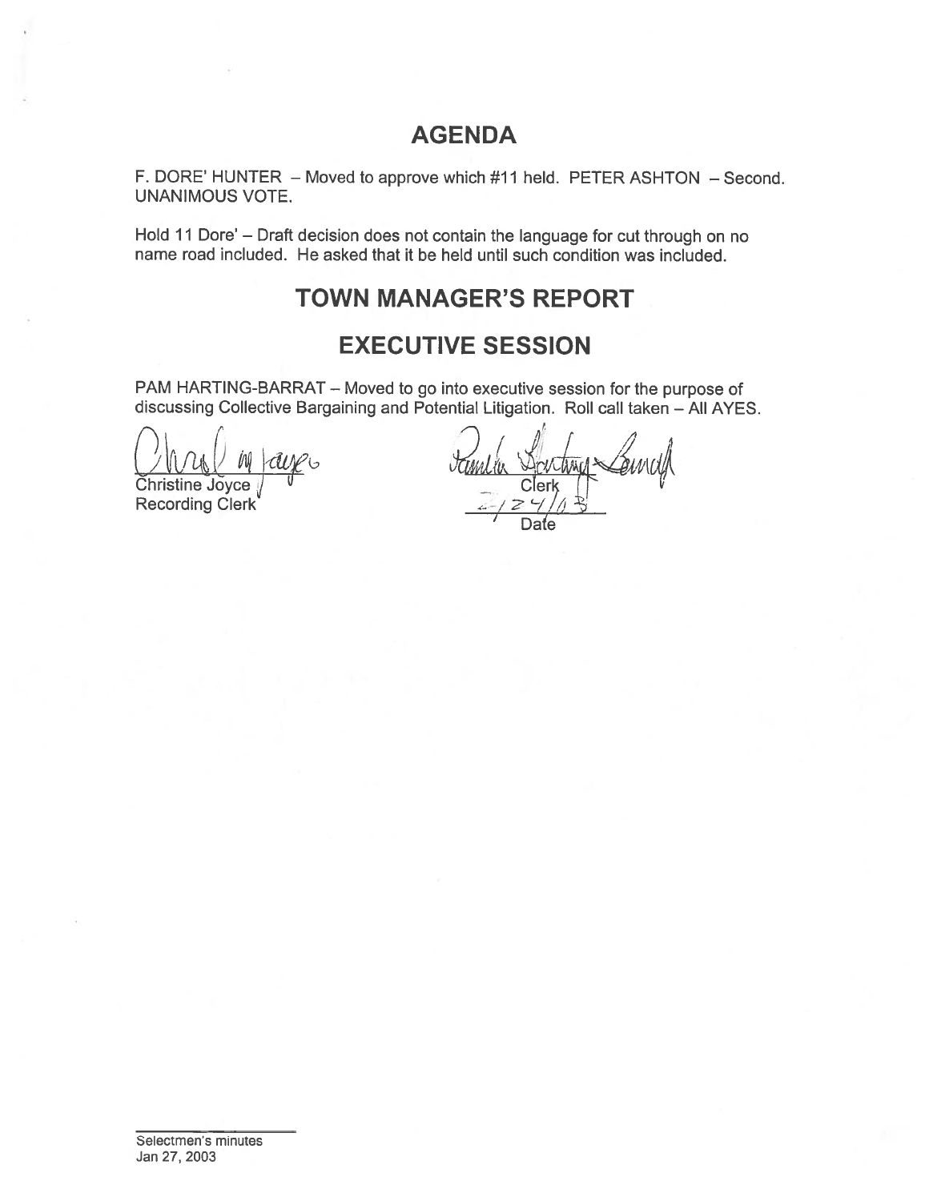## AGENDA

F. DORE' HUNTER – Moved to approve which #11 held. PETER ASHTON – Second. UNANIMOUS VOTE.

Hold 11 Dore' – Draft decision does not contain the language for cut through on no name road included. He asked that it be held until such condition was included.

## TOWN MANAGER'S REPORT

## EXECUTIVE SESSION

PAM HARTING-BARRAT – Moved to go into executive session for the purpose of discussing Collective Bargaining and Potential Litigation. Roll call taken – All AYES.

Christine Joyce
Recording Clerk

Clerk

2/24/03
Date

Selectmen's minutes
Jan 27, 2003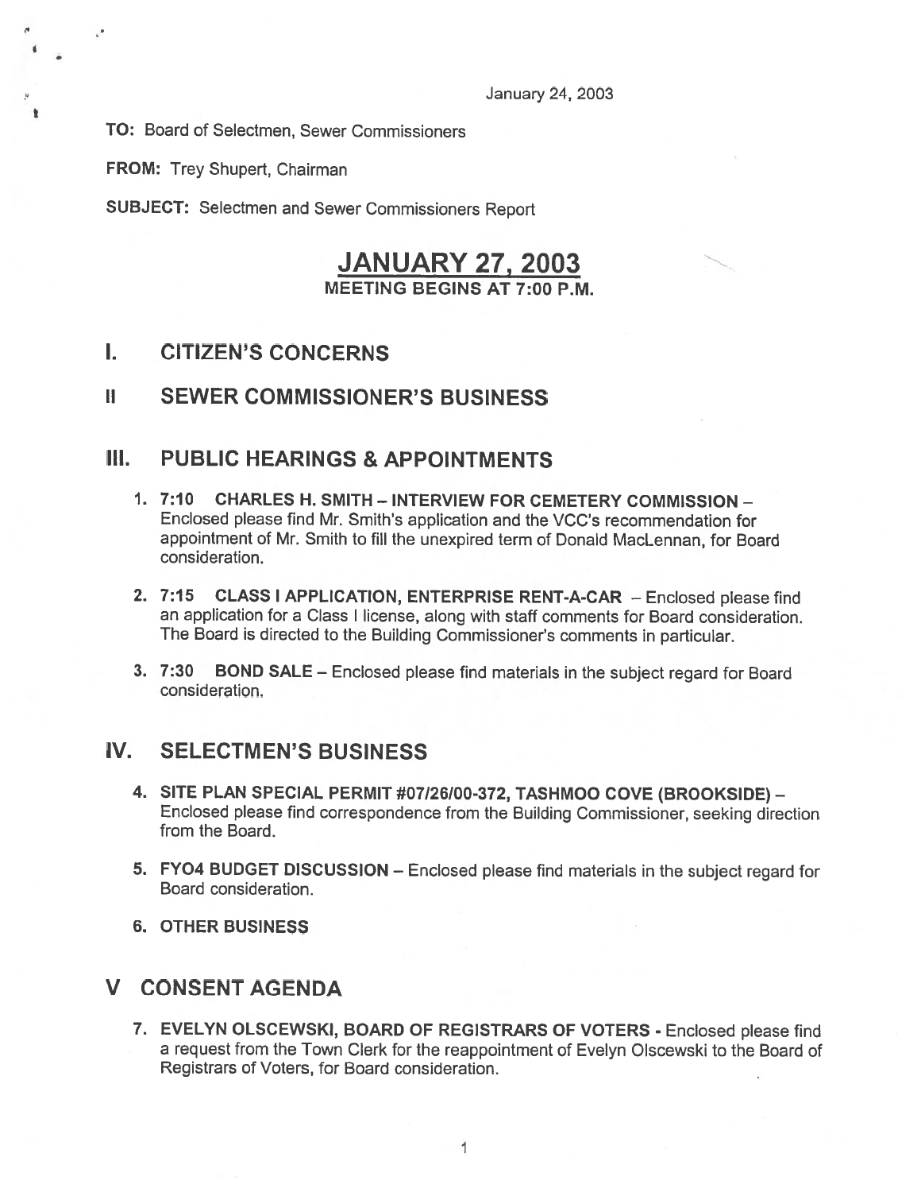January 24, 2003

**TO:** Board of Selectmen, Sewer Commissioners

**FROM:** Trey Shupert, Chairman

**SUBJECT:** Selectmen and Sewer Commissioners Report

# JANUARY 27, 2003

**MEETING BEGINS AT 7:00 P.M.**

## I. CITIZEN'S CONCERNS

## II SEWER COMMISSIONER'S BUSINESS

## III. PUBLIC HEARINGS & APPOINTMENTS

1. **7:10 CHARLES H. SMITH – INTERVIEW FOR CEMETERY COMMISSION** – Enclosed please find Mr. Smith's application and the VCC's recommendation for appointment of Mr. Smith to fill the unexpired term of Donald MacLennan, for Board consideration.

2. **7:15 CLASS I APPLICATION, ENTERPRISE RENT-A-CAR** – Enclosed please find an application for a Class I license, along with staff comments for Board consideration. The Board is directed to the Building Commissioner's comments in particular.

3. **7:30 BOND SALE** – Enclosed please find materials in the subject regard for Board consideration.

## IV. SELECTMEN'S BUSINESS

4. **SITE PLAN SPECIAL PERMIT #07/26/00-372, TASHMOO COVE (BROOKSIDE)** – Enclosed please find correspondence from the Building Commissioner, seeking direction from the Board.

5. **FY04 BUDGET DISCUSSION** – Enclosed please find materials in the subject regard for Board consideration.

6. **OTHER BUSINESS**

## V CONSENT AGENDA

7. **EVELYN OLSCEWSKI, BOARD OF REGISTRARS OF VOTERS** - Enclosed please find a request from the Town Clerk for the reappointment of Evelyn Olscewski to the Board of Registrars of Voters, for Board consideration.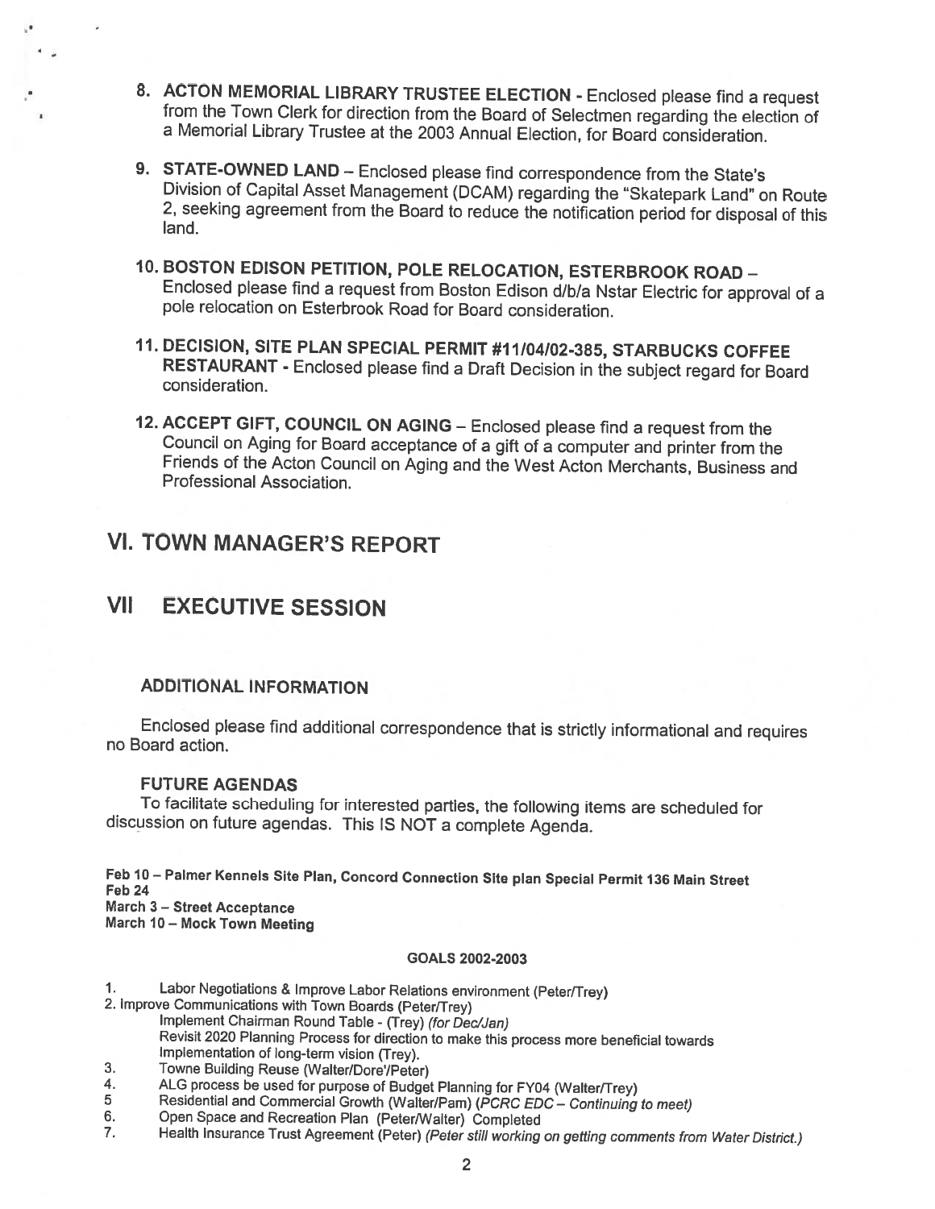8. **ACTON MEMORIAL LIBRARY TRUSTEE ELECTION** - Enclosed please find a request from the Town Clerk for direction from the Board of Selectmen regarding the election of a Memorial Library Trustee at the 2003 Annual Election, for Board consideration.

9. **STATE-OWNED LAND** – Enclosed please find correspondence from the State's Division of Capital Asset Management (DCAM) regarding the "Skatepark Land" on Route 2, seeking agreement from the Board to reduce the notification period for disposal of this land.

10. **BOSTON EDISON PETITION, POLE RELOCATION, ESTERBROOK ROAD** – Enclosed please find a request from Boston Edison d/b/a Nstar Electric for approval of a pole relocation on Esterbrook Road for Board consideration.

11. **DECISION, SITE PLAN SPECIAL PERMIT #11/04/02-385, STARBUCKS COFFEE RESTAURANT** - Enclosed please find a Draft Decision in the subject regard for Board consideration.

12. **ACCEPT GIFT, COUNCIL ON AGING** – Enclosed please find a request from the Council on Aging for Board acceptance of a gift of a computer and printer from the Friends of the Acton Council on Aging and the West Acton Merchants, Business and Professional Association.

# VI. TOWN MANAGER'S REPORT

# VII EXECUTIVE SESSION

### ADDITIONAL INFORMATION

Enclosed please find additional correspondence that is strictly informational and requires no Board action.

### FUTURE AGENDAS

To facilitate scheduling for interested parties, the following items are scheduled for discussion on future agendas. This IS NOT a complete Agenda.

**Feb 10 – Palmer Kennels Site Plan, Concord Connection Site plan Special Permit 136 Main Street**
**Feb 24**
**March 3 – Street Acceptance**
**March 10 – Mock Town Meeting**

**GOALS 2002-2003**

1. Labor Negotiations & Improve Labor Relations environment (Peter/Trey)
2. Improve Communications with Town Boards (Peter/Trey)
   Implement Chairman Round Table - (Trey) *(for Dec/Jan)*
   Revisit 2020 Planning Process for direction to make this process more beneficial towards implementation of long-term vision (Trey).
3. Towne Building Reuse (Walter/Dore'/Peter)
4. ALG process be used for purpose of Budget Planning for FY04 (Walter/Trey)
5. Residential and Commercial Growth (Walter/Pam) *(PCRC EDC – Continuing to meet)*
6. Open Space and Recreation Plan (Peter/Walter) Completed
7. Health Insurance Trust Agreement (Peter) *(Peter still working on getting comments from Water District.)*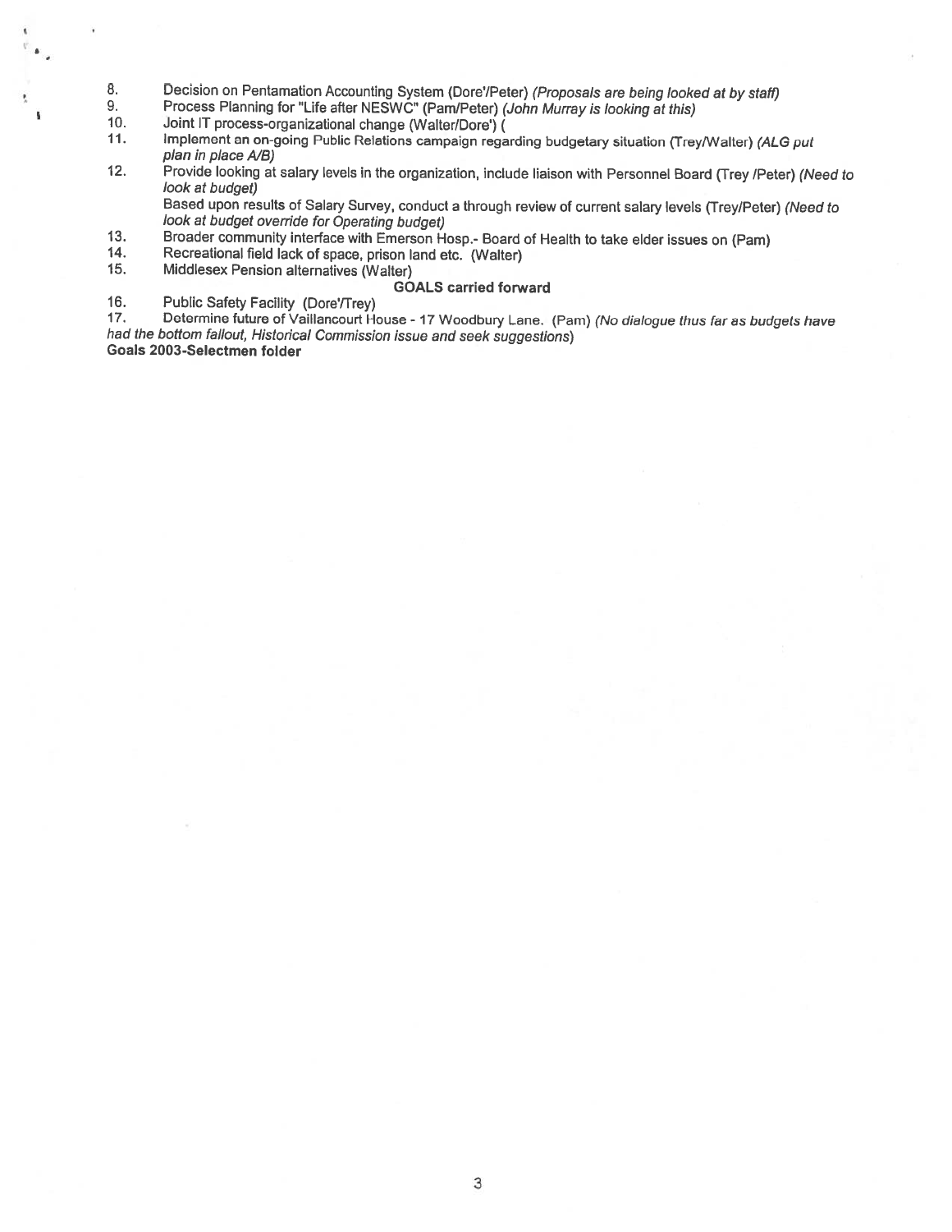8. Decision on Pentamation Accounting System (Dore'/Peter) *(Proposals are being looked at by staff)*
9. Process Planning for "Life after NESWC" (Pam/Peter) *(John Murray is looking at this)*
10. Joint IT process-organizational change (Walter/Dore') (
11. Implement an on-going Public Relations campaign regarding budgetary situation (Trey/Walter) *(ALG put plan in place A/B)*
12. Provide looking at salary levels in the organization, include liaison with Personnel Board (Trey /Peter) *(Need to look at budget)*

    Based upon results of Salary Survey, conduct a through review of current salary levels (Trey/Peter) *(Need to look at budget override for Operating budget)*
13. Broader community interface with Emerson Hosp.- Board of Health to take elder issues on (Pam)
14. Recreational field lack of space, prison land etc. (Walter)
15. Middlesex Pension alternatives (Walter)

**GOALS carried forward**

16. Public Safety Facility (Dore'/Trey)
17. Determine future of Vaillancourt House - 17 Woodbury Lane. (Pam) *(No dialogue thus far as budgets have had the bottom fallout, Historical Commission issue and seek suggestions)*

**Goals 2003-Selectmen folder**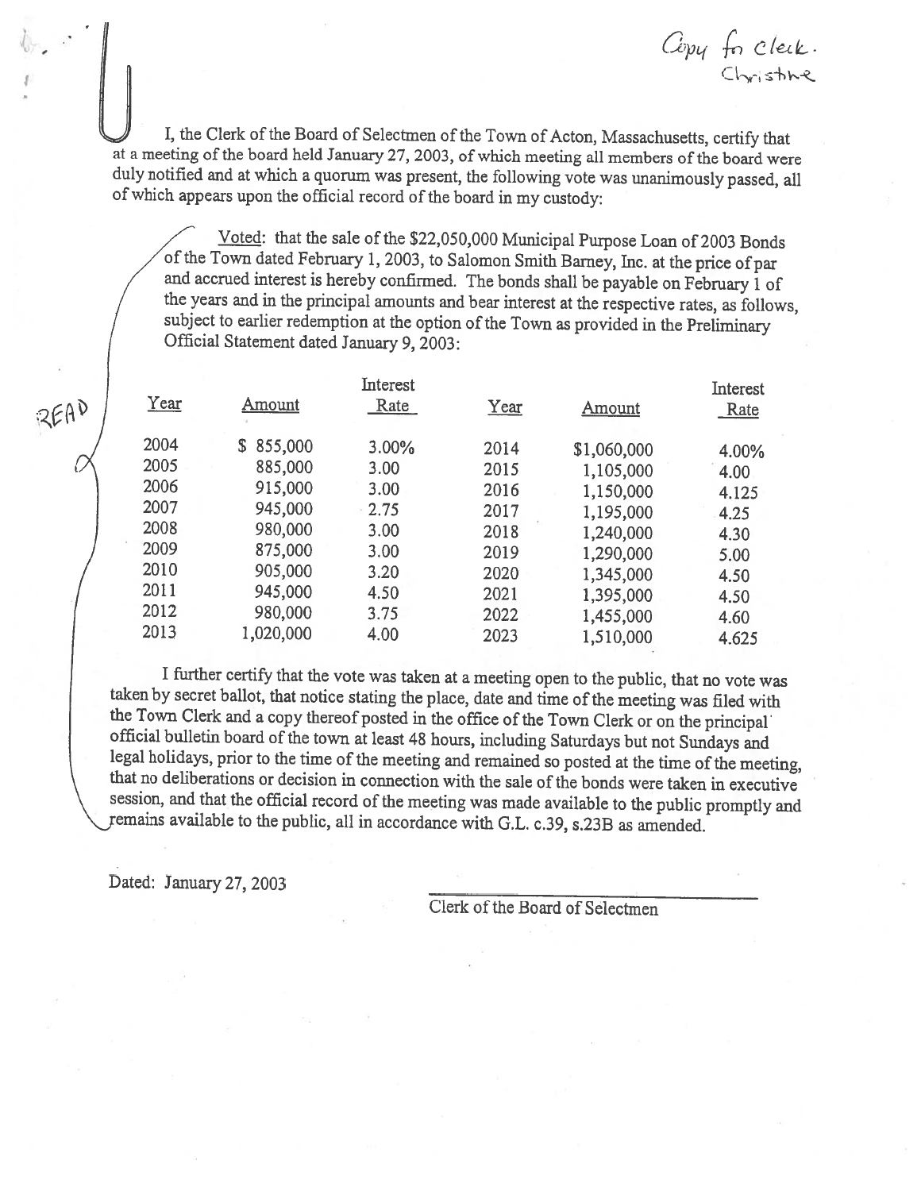Copy for Clerk.
Christine

I, the Clerk of the Board of Selectmen of the Town of Acton, Massachusetts, certify that at a meeting of the board held January 27, 2003, of which meeting all members of the board were duly notified and at which a quorum was present, the following vote was unanimously passed, all of which appears upon the official record of the board in my custody:

READ

> Voted: that the sale of the $22,050,000 Municipal Purpose Loan of 2003 Bonds of the Town dated February 1, 2003, to Salomon Smith Barney, Inc. at the price of par and accrued interest is hereby confirmed. The bonds shall be payable on February 1 of the years and in the principal amounts and bear interest at the respective rates, as follows, subject to earlier redemption at the option of the Town as provided in the Preliminary Official Statement dated January 9, 2003:

| Year | Amount | Interest Rate | Year | Amount | Interest Rate |
|---|---|---|---|---|---|
| 2004 | $ 855,000 | 3.00% | 2014 | $1,060,000 | 4.00% |
| 2005 | 885,000 | 3.00 | 2015 | 1,105,000 | 4.00 |
| 2006 | 915,000 | 3.00 | 2016 | 1,150,000 | 4.125 |
| 2007 | 945,000 | 2.75 | 2017 | 1,195,000 | 4.25 |
| 2008 | 980,000 | 3.00 | 2018 | 1,240,000 | 4.30 |
| 2009 | 875,000 | 3.00 | 2019 | 1,290,000 | 5.00 |
| 2010 | 905,000 | 3.20 | 2020 | 1,345,000 | 4.50 |
| 2011 | 945,000 | 4.50 | 2021 | 1,395,000 | 4.50 |
| 2012 | 980,000 | 3.75 | 2022 | 1,455,000 | 4.60 |
| 2013 | 1,020,000 | 4.00 | 2023 | 1,510,000 | 4.625 |

I further certify that the vote was taken at a meeting open to the public, that no vote was taken by secret ballot, that notice stating the place, date and time of the meeting was filed with the Town Clerk and a copy thereof posted in the office of the Town Clerk or on the principal official bulletin board of the town at least 48 hours, including Saturdays but not Sundays and legal holidays, prior to the time of the meeting and remained so posted at the time of the meeting, that no deliberations or decision in connection with the sale of the bonds were taken in executive session, and that the official record of the meeting was made available to the public promptly and remains available to the public, all in accordance with G.L. c.39, s.23B as amended.

Dated: January 27, 2003

\_\_\_\_\_\_\_\_\_\_\_\_\_\_\_\_\_\_\_\_\_\_\_\_\_\_\_\_\_\_
Clerk of the Board of Selectmen